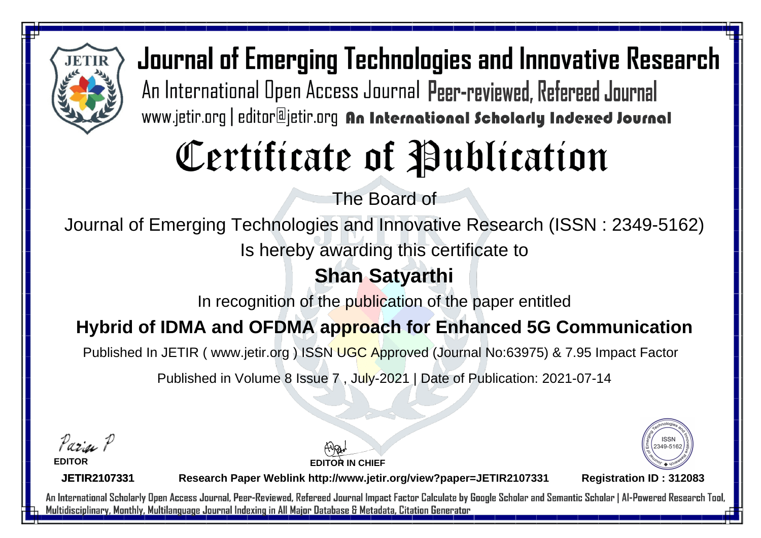# Journal of Emerging Technologies and Innovative Research

An International Open Access Journal Peer-reviewed, Refereed Journal

www.jetir.org | editor@jetir.org An International Scholarly Indexed Journal

# Certificate of Publication

The Board of

Journal of Emerging Technologies and Innovative Research (ISSN : 2349-5162)

Is hereby awarding this certificate to

**Shan Satyarthi**

In recognition of the publication of the paper entitled

**Hybrid of IDMA and OFDMA approach for Enhanced 5G Communication**

Published In JETIR ( www.jetir.org ) ISSN UGC Approved (Journal No:63975) & 7.95 Impact Factor

Published in Volume 8 Issue 7 , July-2021 | Date of Publication: 2021-07-14

Parisa P
**EDITOR**

**EDITOR IN CHIEF**

ISSN 2349-5162

**JETIR2107331** **Research Paper Weblink http://www.jetir.org/view?paper=JETIR2107331** **Registration ID : 312083**

An International Scholarly Open Access Journal, Peer-Reviewed, Refereed Journal Impact Factor Calculate by Google Scholar and Semantic Scholar | AI-Powered Research Tool, Multidisciplinary, Monthly, Multilanguage Journal Indexing in All Major Database & Metadata, Citation Generator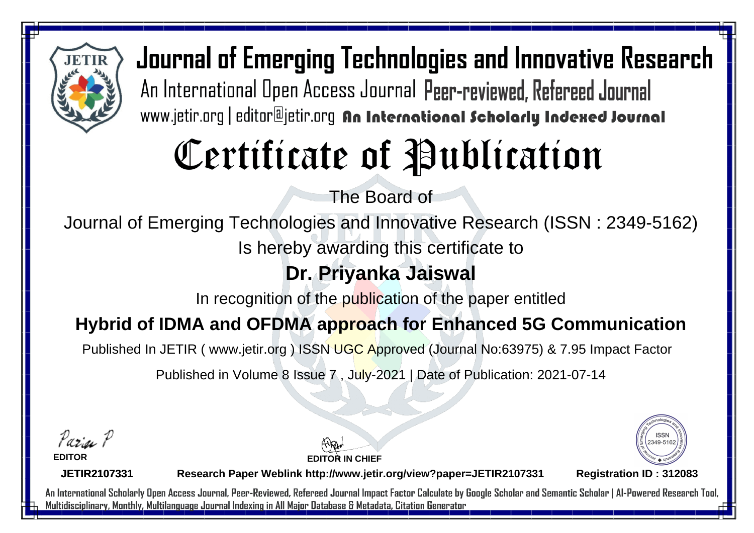# Journal of Emerging Technologies and Innovative Research

An International Open Access Journal Peer-reviewed, Refereed Journal

www.jetir.org | editor@jetir.org An International Scholarly Indexed Journal

# Certificate of Publication

The Board of

Journal of Emerging Technologies and Innovative Research (ISSN : 2349-5162)

Is hereby awarding this certificate to

## Dr. Priyanka Jaiswal

In recognition of the publication of the paper entitled

## Hybrid of IDMA and OFDMA approach for Enhanced 5G Communication

Published In JETIR ( www.jetir.org ) ISSN UGC Approved (Journal No:63975) & 7.95 Impact Factor

Published in Volume 8 Issue 7 , July-2021 | Date of Publication: 2021-07-14

**EDITOR**

**EDITOR IN CHIEF**

**JETIR2107331** **Research Paper Weblink http://www.jetir.org/view?paper=JETIR2107331** **Registration ID : 312083**

An International Scholarly Open Access Journal, Peer-Reviewed, Refereed Journal Impact Factor Calculate by Google Scholar and Semantic Scholar | AI-Powered Research Tool, Multidisciplinary, Monthly, Multilanguage Journal Indexing in All Major Database & Metadata, Citation Generator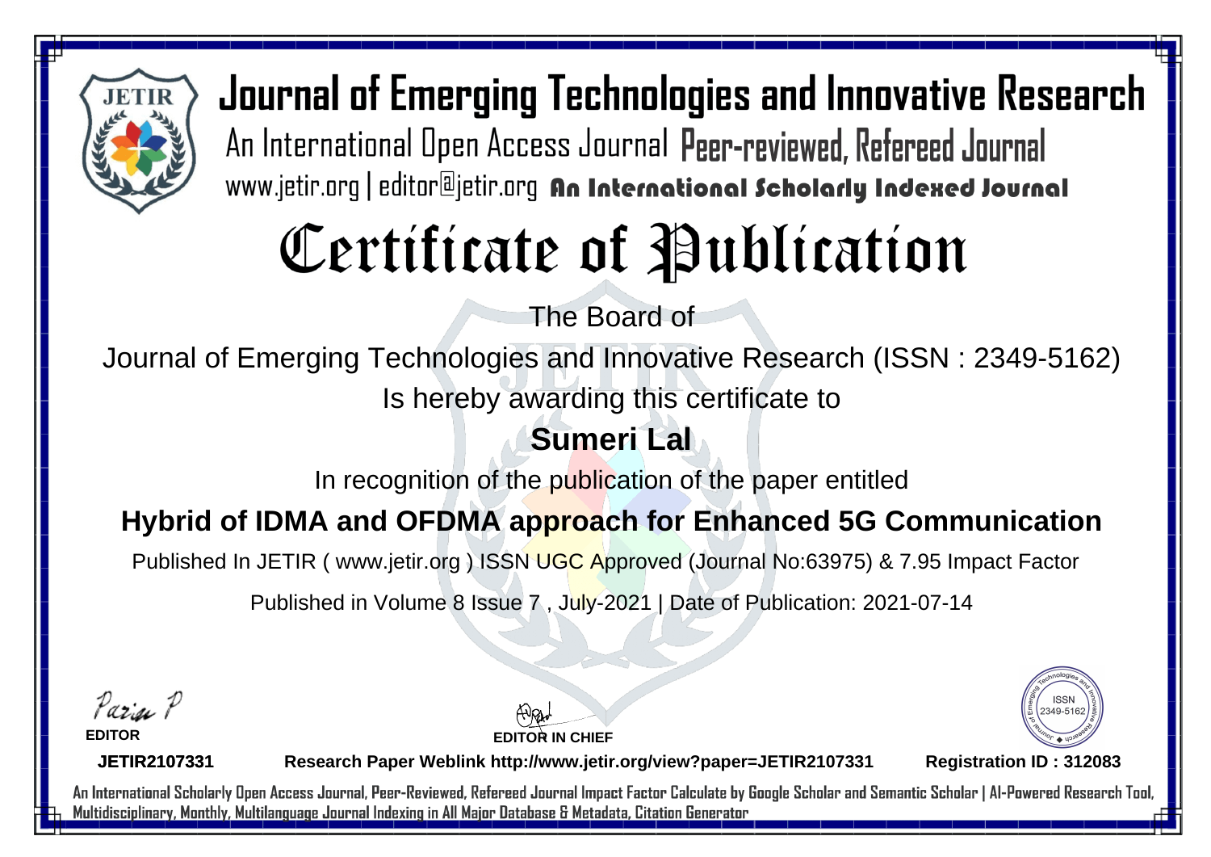# Journal of Emerging Technologies and Innovative Research

An International Open Access Journal Peer-reviewed, Refereed Journal

www.jetir.org | editor@jetir.org **An International Scholarly Indexed Journal**

# Certificate of Publication

The Board of

Journal of Emerging Technologies and Innovative Research (ISSN : 2349-5162)

Is hereby awarding this certificate to

## Sumeri Lal

In recognition of the publication of the paper entitled

## Hybrid of IDMA and OFDMA approach for Enhanced 5G Communication

Published In JETIR ( www.jetir.org ) ISSN UGC Approved (Journal No:63975) & 7.95 Impact Factor

Published in Volume 8 Issue 7 , July-2021 | Date of Publication: 2021-07-14

Parin P

**EDITOR**

**EDITOR IN CHIEF**

ISSN 2349-5162

**JETIR2107331** **Research Paper Weblink http://www.jetir.org/view?paper=JETIR2107331** **Registration ID : 312083**

An International Scholarly Open Access Journal, Peer-Reviewed, Refereed Journal Impact Factor Calculate by Google Scholar and Semantic Scholar | AI-Powered Research Tool, Multidisciplinary, Monthly, Multilanguage Journal Indexing in All Major Database & Metadata, Citation Generator